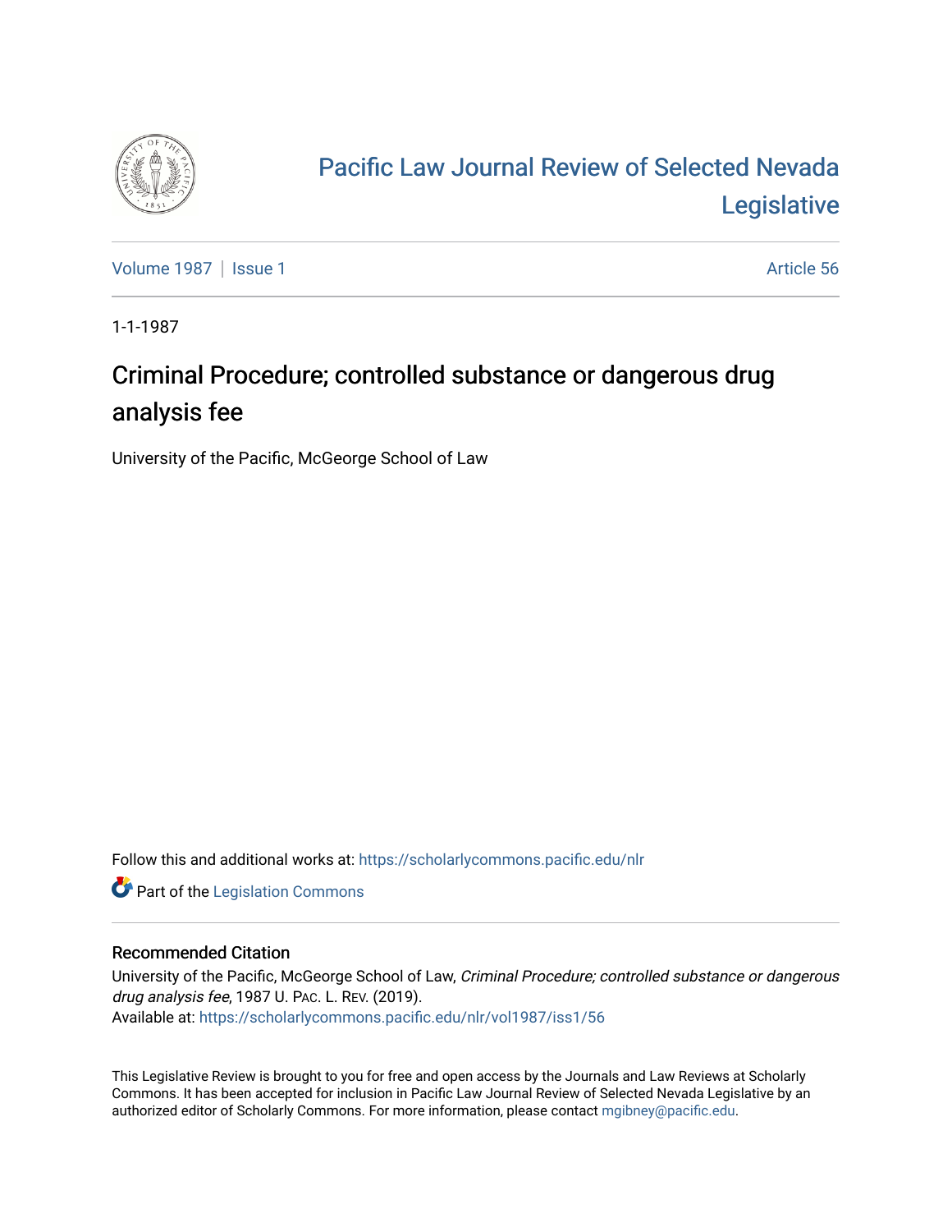# Pacific Law Journal Review of Selected Nevada Legislative

Volume 1987 | Issue 1 | Article 56

1-1-1987

## Criminal Procedure; controlled substance or dangerous drug analysis fee

University of the Pacific, McGeorge School of Law

Follow this and additional works at: https://scholarlycommons.pacific.edu/nlr

Part of the Legislation Commons

### Recommended Citation

University of the Pacific, McGeorge School of Law, *Criminal Procedure; controlled substance or dangerous drug analysis fee*, 1987 U. PAC. L. REV. (2019).
Available at: https://scholarlycommons.pacific.edu/nlr/vol1987/iss1/56

This Legislative Review is brought to you for free and open access by the Journals and Law Reviews at Scholarly Commons. It has been accepted for inclusion in Pacific Law Journal Review of Selected Nevada Legislative by an authorized editor of Scholarly Commons. For more information, please contact mgibney@pacific.edu.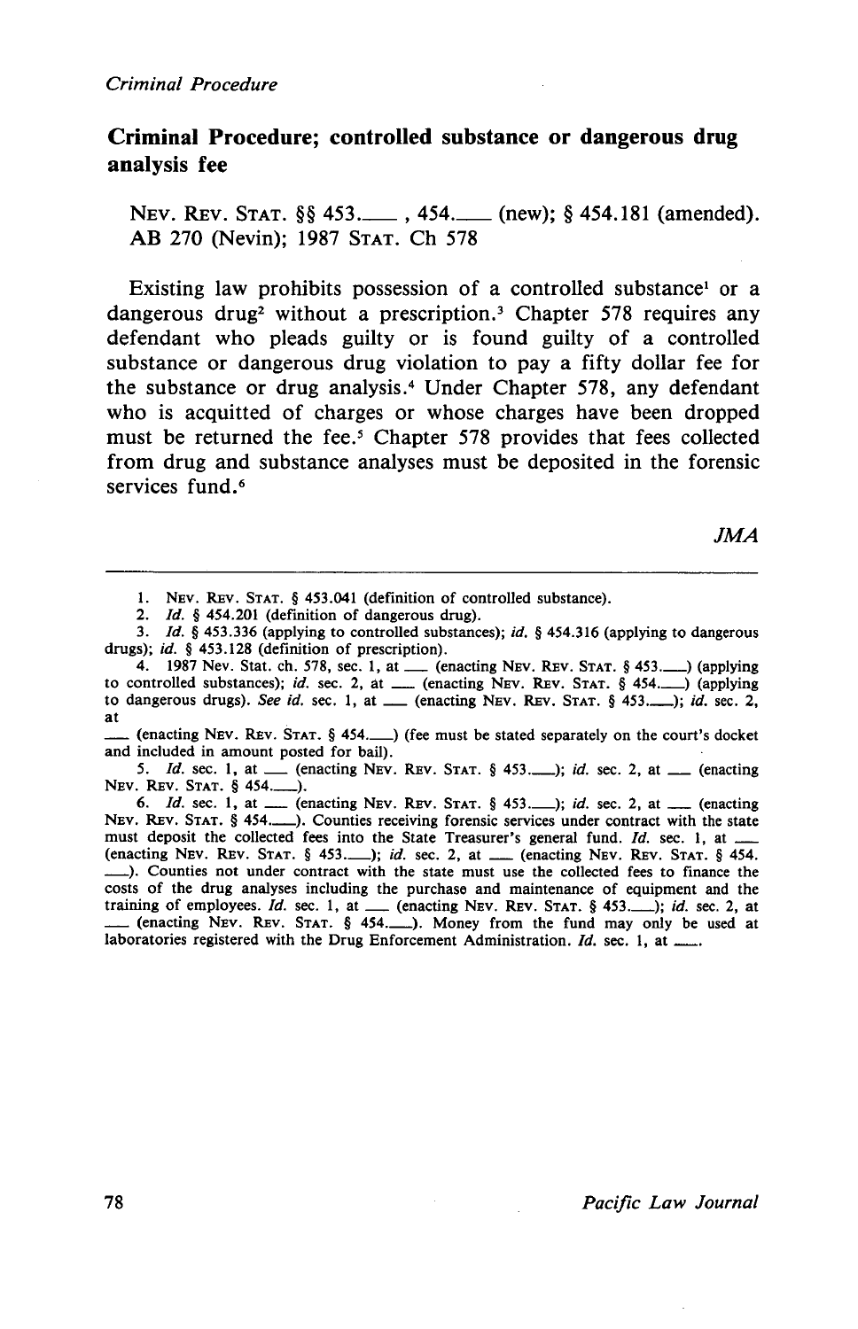## Criminal Procedure; controlled substance or dangerous drug analysis fee

NEV. REV. STAT. §§ 453.___ , 454.___ (new); § 454.181 (amended). AB 270 (Nevin); 1987 STAT. Ch 578

Existing law prohibits possession of a controlled substance[1] or a dangerous drug[2] without a prescription.[3] Chapter 578 requires any defendant who pleads guilty or is found guilty of a controlled substance or dangerous drug violation to pay a fifty dollar fee for the substance or drug analysis.[4] Under Chapter 578, any defendant who is acquitted of charges or whose charges have been dropped must be returned the fee.[5] Chapter 578 provides that fees collected from drug and substance analyses must be deposited in the forensic services fund.[6]

*JMA*

---

1. NEV. REV. STAT. § 453.041 (definition of controlled substance).
2. *Id.* § 454.201 (definition of dangerous drug).
3. *Id.* § 453.336 (applying to controlled substances); *id.* § 454.316 (applying to dangerous drugs); *id.* § 453.128 (definition of prescription).
4. 1987 Nev. Stat. ch. 578, sec. 1, at ___ (enacting NEV. REV. STAT. § 453.___) (applying to controlled substances); *id.* sec. 2, at ___ (enacting NEV. REV. STAT. § 454.___) (applying to dangerous drugs). *See id.* sec. 1, at ___ (enacting NEV. REV. STAT. § 453.___); *id.* sec. 2, at ___ (enacting NEV. REV. STAT. § 454.___) (fee must be stated separately on the court's docket and included in amount posted for bail).
5. *Id.* sec. 1, at ___ (enacting NEV. REV. STAT. § 453.___); *id.* sec. 2, at ___ (enacting NEV. REV. STAT. § 454.___).
6. *Id.* sec. 1, at ___ (enacting NEV. REV. STAT. § 453.___); *id.* sec. 2, at ___ (enacting NEV. REV. STAT. § 454.___). Counties receiving forensic services under contract with the state must deposit the collected fees into the State Treasurer's general fund. *Id.* sec. 1, at ___ (enacting NEV. REV. STAT. § 453.___); *id.* sec. 2, at ___ (enacting NEV. REV. STAT. § 454.___). Counties not under contract with the state must use the collected fees to finance the costs of the drug analyses including the purchase and maintenance of equipment and the training of employees. *Id.* sec. 1, at ___ (enacting NEV. REV. STAT. § 453.___); *id.* sec. 2, at ___ (enacting NEV. REV. STAT. § 454.___). Money from the fund may only be used at laboratories registered with the Drug Enforcement Administration. *Id.* sec. 1, at ___.